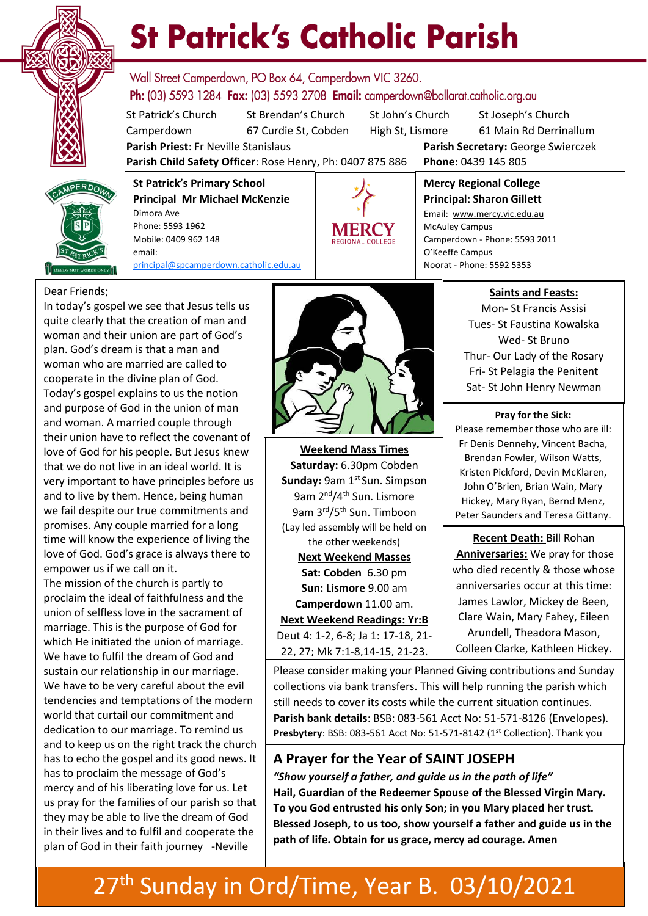# St Patrick's Catholic Parish

Wall Street Camperdown, PO Box 64, Camperdown VIC 3260.
**Ph:** (03) 5593 1284 **Fax:** (03) 5593 2708 **Email:** camperdown@ballarat.catholic.org.au

St Patrick's Church Camperdown | St Brendan's Church 67 Curdie St, Cobden | St John's Church High St, Lismore | St Joseph's Church 61 Main Rd Derrinallum

**Parish Priest**: Fr Neville Stanislaus
**Parish Secretary:** George Swierczek
**Parish Child Safety Officer**: Rose Henry, Ph: 0407 875 886
**Phone:** 0439 145 805

**St Patrick's Primary School**
**Principal Mr Michael McKenzie**
Dimora Ave
Phone: 5593 1962
Mobile: 0409 962 148
email: principal@spcamperdown.catholic.edu.au

**Mercy Regional College**
**Principal: Sharon Gillett**
Email: www.mercy.vic.edu.au
McAuley Campus
Camperdown - Phone: 5593 2011
O'Keeffe Campus
Noorat - Phone: 5592 5353

Dear Friends;

In today's gospel we see that Jesus tells us quite clearly that the creation of man and woman and their union are part of God's plan. God's dream is that a man and woman who are married are called to cooperate in the divine plan of God. Today's gospel explains to us the notion and purpose of God in the union of man and woman. A married couple through their union have to reflect the covenant of love of God for his people. But Jesus knew that we do not live in an ideal world. It is very important to have principles before us and to live by them. Hence, being human we fail despite our true commitments and promises. Any couple married for a long time will know the experience of living the love of God. God's grace is always there to empower us if we call on it.

The mission of the church is partly to proclaim the ideal of faithfulness and the union of selfless love in the sacrament of marriage. This is the purpose of God for which He initiated the union of marriage. We have to fulfil the dream of God and sustain our relationship in our marriage. We have to be very careful about the evil tendencies and temptations of the modern world that curtail our commitment and dedication to our marriage. To remind us and to keep us on the right track the church has to echo the gospel and its good news. It has to proclaim the message of God's mercy and of his liberating love for us. Let us pray for the families of our parish so that they may be able to live the dream of God in their lives and to fulfil and cooperate the plan of God in their faith journey -Neville

**Weekend Mass Times**
**Saturday:** 6.30pm Cobden
**Sunday:** 9am 1st Sun. Simpson
9am 2nd/4th Sun. Lismore
9am 3rd/5th Sun. Timboon
(Lay led assembly will be held on the other weekends)

**Next Weekend Masses**
**Sat: Cobden** 6.30 pm
**Sun: Lismore** 9.00 am
**Camperdown** 11.00 am.

**Next Weekend Readings: Yr:B**
Deut 4: 1-2, 6-8; Ja 1: 17-18, 21-22, 27; Mk 7:1-8,14-15, 21-23.

**Saints and Feasts:**
Mon- St Francis Assisi
Tues- St Faustina Kowalska
Wed- St Bruno
Thur- Our Lady of the Rosary
Fri- St Pelagia the Penitent
Sat- St John Henry Newman

**Pray for the Sick:**
Please remember those who are ill: Fr Denis Dennehy, Vincent Bacha, Brendan Fowler, Wilson Watts, Kristen Pickford, Devin McKlaren, John O'Brien, Brian Wain, Mary Hickey, Mary Ryan, Bernd Menz, Peter Saunders and Teresa Gittany.

**Recent Death:** Bill Rohan
**Anniversaries:** We pray for those who died recently & those whose anniversaries occur at this time: James Lawlor, Mickey de Been, Clare Wain, Mary Fahey, Eileen Arundell, Theadora Mason, Colleen Clarke, Kathleen Hickey.

Please consider making your Planned Giving contributions and Sunday collections via bank transfers. This will help running the parish which still needs to cover its costs while the current situation continues.
**Parish bank details**: BSB: 083-561 Acct No: 51-571-8126 (Envelopes).
**Presbytery**: BSB: 083-561 Acct No: 51-571-8142 (1st Collection). Thank you

## A Prayer for the Year of SAINT JOSEPH

***"Show yourself a father, and guide us in the path of life"***
**Hail, Guardian of the Redeemer Spouse of the Blessed Virgin Mary. To you God entrusted his only Son; in you Mary placed her trust. Blessed Joseph, to us too, show yourself a father and guide us in the path of life. Obtain for us grace, mercy ad courage. Amen**

27th Sunday in Ord/Time, Year B. 03/10/2021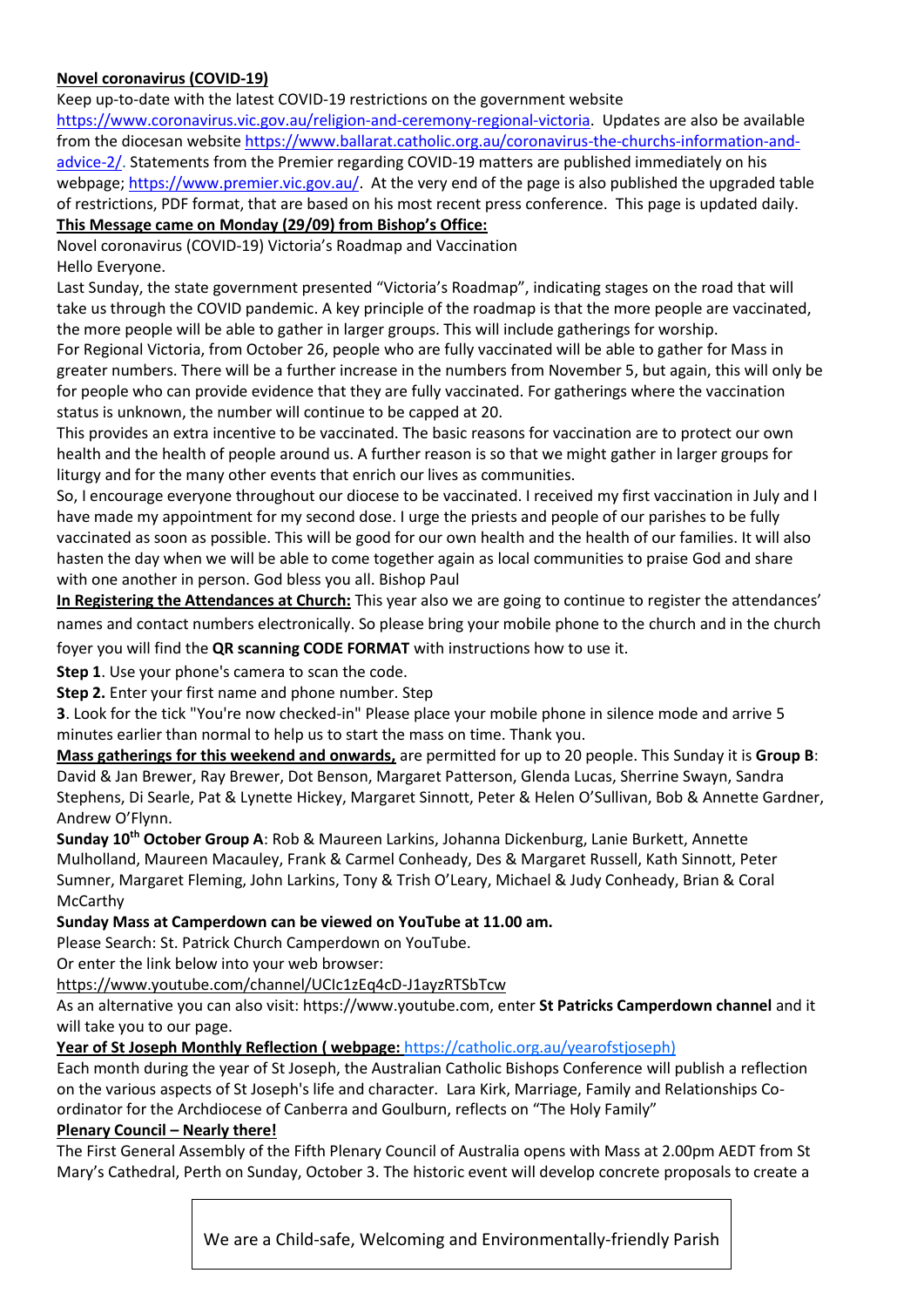**Novel coronavirus (COVID-19)**

Keep up-to-date with the latest COVID-19 restrictions on the government website https://www.coronavirus.vic.gov.au/religion-and-ceremony-regional-victoria. Updates are also be available from the diocesan website https://www.ballarat.catholic.org.au/coronavirus-the-churchs-information-and-advice-2/. Statements from the Premier regarding COVID-19 matters are published immediately on his webpage; https://www.premier.vic.gov.au/. At the very end of the page is also published the upgraded table of restrictions, PDF format, that are based on his most recent press conference. This page is updated daily.

**This Message came on Monday (29/09) from Bishop's Office:**

Novel coronavirus (COVID-19) Victoria's Roadmap and Vaccination

Hello Everyone.

Last Sunday, the state government presented "Victoria's Roadmap", indicating stages on the road that will take us through the COVID pandemic. A key principle of the roadmap is that the more people are vaccinated, the more people will be able to gather in larger groups. This will include gatherings for worship.

For Regional Victoria, from October 26, people who are fully vaccinated will be able to gather for Mass in greater numbers. There will be a further increase in the numbers from November 5, but again, this will only be for people who can provide evidence that they are fully vaccinated. For gatherings where the vaccination status is unknown, the number will continue to be capped at 20.

This provides an extra incentive to be vaccinated. The basic reasons for vaccination are to protect our own health and the health of people around us. A further reason is so that we might gather in larger groups for liturgy and for the many other events that enrich our lives as communities.

So, I encourage everyone throughout our diocese to be vaccinated. I received my first vaccination in July and I have made my appointment for my second dose. I urge the priests and people of our parishes to be fully vaccinated as soon as possible. This will be good for our own health and the health of our families. It will also hasten the day when we will be able to come together again as local communities to praise God and share with one another in person. God bless you all. Bishop Paul

**In Registering the Attendances at Church:** This year also we are going to continue to register the attendances' names and contact numbers electronically. So please bring your mobile phone to the church and in the church foyer you will find the **QR scanning CODE FORMAT** with instructions how to use it.

**Step 1**. Use your phone's camera to scan the code.

**Step 2.** Enter your first name and phone number. Step

**3**. Look for the tick "You're now checked-in" Please place your mobile phone in silence mode and arrive 5 minutes earlier than normal to help us to start the mass on time. Thank you.

**Mass gatherings for this weekend and onwards,** are permitted for up to 20 people. This Sunday it is **Group B**: David & Jan Brewer, Ray Brewer, Dot Benson, Margaret Patterson, Glenda Lucas, Sherrine Swayn, Sandra Stephens, Di Searle, Pat & Lynette Hickey, Margaret Sinnott, Peter & Helen O'Sullivan, Bob & Annette Gardner, Andrew O'Flynn.

**Sunday 10th October Group A**: Rob & Maureen Larkins, Johanna Dickenburg, Lanie Burkett, Annette Mulholland, Maureen Macauley, Frank & Carmel Conheady, Des & Margaret Russell, Kath Sinnott, Peter Sumner, Margaret Fleming, John Larkins, Tony & Trish O'Leary, Michael & Judy Conheady, Brian & Coral McCarthy

**Sunday Mass at Camperdown can be viewed on YouTube at 11.00 am.**

Please Search: St. Patrick Church Camperdown on YouTube.

Or enter the link below into your web browser:

https://www.youtube.com/channel/UCIc1zEq4cD-J1ayzRTSbTcw

As an alternative you can also visit: https://www.youtube.com, enter **St Patricks Camperdown channel** and it will take you to our page.

**Year of St Joseph Monthly Reflection ( webpage:** https://catholic.org.au/yearofstjoseph)

Each month during the year of St Joseph, the Australian Catholic Bishops Conference will publish a reflection on the various aspects of St Joseph's life and character. Lara Kirk, Marriage, Family and Relationships Co-ordinator for the Archdiocese of Canberra and Goulburn, reflects on "The Holy Family"

**Plenary Council – Nearly there!**

The First General Assembly of the Fifth Plenary Council of Australia opens with Mass at 2.00pm AEDT from St Mary's Cathedral, Perth on Sunday, October 3. The historic event will develop concrete proposals to create a

We are a Child-safe, Welcoming and Environmentally-friendly Parish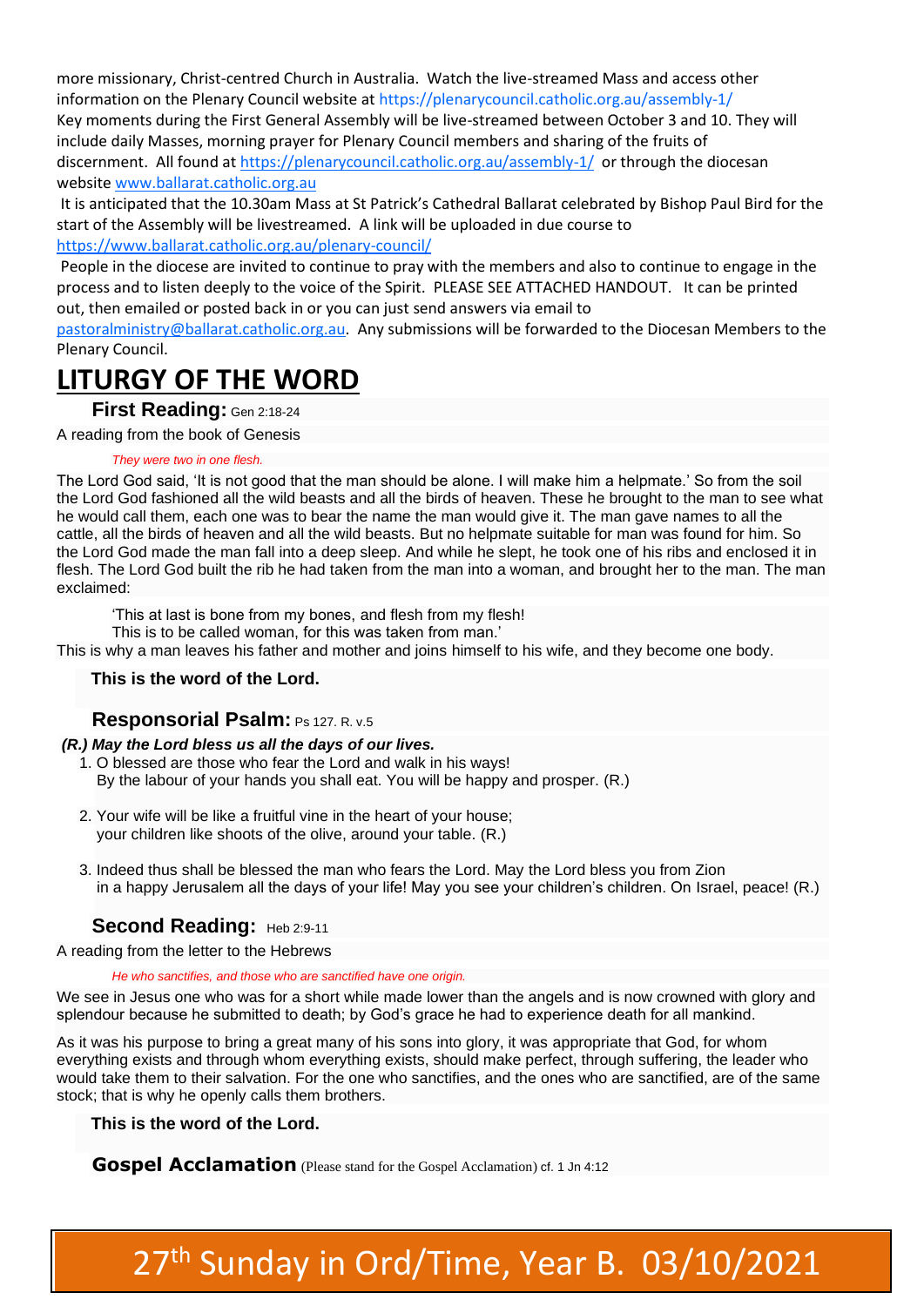more missionary, Christ-centred Church in Australia. Watch the live-streamed Mass and access other information on the Plenary Council website at https://plenarycouncil.catholic.org.au/assembly-1/
Key moments during the First General Assembly will be live-streamed between October 3 and 10. They will include daily Masses, morning prayer for Plenary Council members and sharing of the fruits of discernment. All found at https://plenarycouncil.catholic.org.au/assembly-1/ or through the diocesan website www.ballarat.catholic.org.au

It is anticipated that the 10.30am Mass at St Patrick's Cathedral Ballarat celebrated by Bishop Paul Bird for the start of the Assembly will be livestreamed. A link will be uploaded in due course to https://www.ballarat.catholic.org.au/plenary-council/

People in the diocese are invited to continue to pray with the members and also to continue to engage in the process and to listen deeply to the voice of the Spirit. PLEASE SEE ATTACHED HANDOUT. It can be printed out, then emailed or posted back in or you can just send answers via email to pastoralministry@ballarat.catholic.org.au. Any submissions will be forwarded to the Diocesan Members to the Plenary Council.

# LITURGY OF THE WORD

### First Reading: Gen 2:18-24

A reading from the book of Genesis

*They were two in one flesh.*

The Lord God said, 'It is not good that the man should be alone. I will make him a helpmate.' So from the soil the Lord God fashioned all the wild beasts and all the birds of heaven. These he brought to the man to see what he would call them, each one was to bear the name the man would give it. The man gave names to all the cattle, all the birds of heaven and all the wild beasts. But no helpmate suitable for man was found for him. So the Lord God made the man fall into a deep sleep. And while he slept, he took one of his ribs and enclosed it in flesh. The Lord God built the rib he had taken from the man into a woman, and brought her to the man. The man exclaimed:

'This at last is bone from my bones, and flesh from my flesh!
This is to be called woman, for this was taken from man.'

This is why a man leaves his father and mother and joins himself to his wife, and they become one body.

**This is the word of the Lord.**

### Responsorial Psalm: Ps 127. R. v.5

***(R.) May the Lord bless us all the days of our lives.***

1. O blessed are those who fear the Lord and walk in his ways!
   By the labour of your hands you shall eat. You will be happy and prosper. (R.)
2. Your wife will be like a fruitful vine in the heart of your house;
   your children like shoots of the olive, around your table. (R.)
3. Indeed thus shall be blessed the man who fears the Lord. May the Lord bless you from Zion
   in a happy Jerusalem all the days of your life! May you see your children's children. On Israel, peace! (R.)

### Second Reading: Heb 2:9-11

A reading from the letter to the Hebrews

*He who sanctifies, and those who are sanctified have one origin.*

We see in Jesus one who was for a short while made lower than the angels and is now crowned with glory and splendour because he submitted to death; by God's grace he had to experience death for all mankind.

As it was his purpose to bring a great many of his sons into glory, it was appropriate that God, for whom everything exists and through whom everything exists, should make perfect, through suffering, the leader who would take them to their salvation. For the one who sanctifies, and the ones who are sanctified, are of the same stock; that is why he openly calls them brothers.

**This is the word of the Lord.**

### Gospel Acclamation (Please stand for the Gospel Acclamation) cf. 1 Jn 4:12

27th Sunday in Ord/Time, Year B. 03/10/2021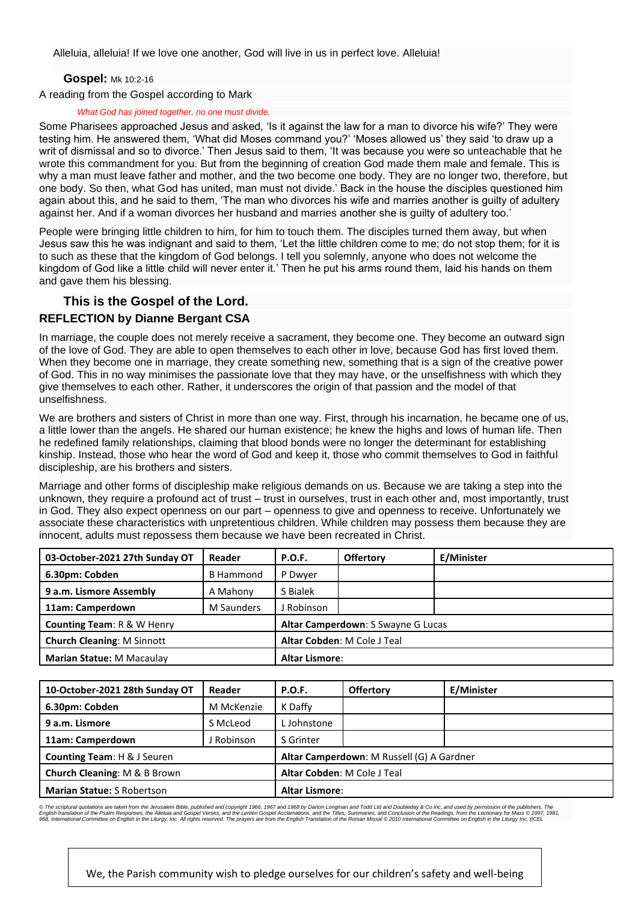Alleluia, alleluia! If we love one another, God will live in us in perfect love. Alleluia!

**Gospel:** Mk 10:2-16

A reading from the Gospel according to Mark

*What God has joined together, no one must divide.*

Some Pharisees approached Jesus and asked, 'Is it against the law for a man to divorce his wife?' They were testing him. He answered them, 'What did Moses command you?' 'Moses allowed us' they said 'to draw up a writ of dismissal and so to divorce.' Then Jesus said to them, 'It was because you were so unteachable that he wrote this commandment for you. But from the beginning of creation God made them male and female. This is why a man must leave father and mother, and the two become one body. They are no longer two, therefore, but one body. So then, what God has united, man must not divide.' Back in the house the disciples questioned him again about this, and he said to them, 'The man who divorces his wife and marries another is guilty of adultery against her. And if a woman divorces her husband and marries another she is guilty of adultery too.'

People were bringing little children to him, for him to touch them. The disciples turned them away, but when Jesus saw this he was indignant and said to them, 'Let the little children come to me; do not stop them; for it is to such as these that the kingdom of God belongs. I tell you solemnly, anyone who does not welcome the kingdom of God like a little child will never enter it.' Then he put his arms round them, laid his hands on them and gave them his blessing.

**This is the Gospel of the Lord.**

## REFLECTION by Dianne Bergant CSA

In marriage, the couple does not merely receive a sacrament, they become one. They become an outward sign of the love of God. They are able to open themselves to each other in love, because God has first loved them. When they become one in marriage, they create something new, something that is a sign of the creative power of God. This in no way minimises the passionate love that they may have, or the unselfishness with which they give themselves to each other. Rather, it underscores the origin of that passion and the model of that unselfishness.

We are brothers and sisters of Christ in more than one way. First, through his incarnation, he became one of us, a little lower than the angels. He shared our human existence; he knew the highs and lows of human life. Then he redefined family relationships, claiming that blood bonds were no longer the determinant for establishing kinship. Instead, those who hear the word of God and keep it, those who commit themselves to God in faithful discipleship, are his brothers and sisters.

Marriage and other forms of discipleship make religious demands on us. Because we are taking a step into the unknown, they require a profound act of trust – trust in ourselves, trust in each other and, most importantly, trust in God. They also expect openness on our part – openness to give and openness to receive. Unfortunately we associate these characteristics with unpretentious children. While children may possess them because they are innocent, adults must repossess them because we have been recreated in Christ.

| 03-October-2021 27th Sunday OT | Reader | P.O.F. | Offertory | E/Minister |
|---|---|---|---|---|
| 6.30pm: Cobden | B Hammond | P Dwyer | | |
| 9 a.m. Lismore Assembly | A Mahony | S Bialek | | |
| 11am: Camperdown | M Saunders | J Robinson | | |
| Counting Team: R & W Henry | | Altar Camperdown: S Swayne G Lucas | | |
| Church Cleaning: M Sinnott | | Altar Cobden: M Cole J Teal | | |
| Marian Statue: M Macaulay | | Altar Lismore: | | |

| 10-October-2021 28th Sunday OT | Reader | P.O.F. | Offertory | E/Minister |
|---|---|---|---|---|
| 6.30pm: Cobden | M McKenzie | K Daffy | | |
| 9 a.m. Lismore | S McLeod | L Johnstone | | |
| 11am: Camperdown | J Robinson | S Grinter | | |
| Counting Team: H & J Seuren | | Altar Camperdown: M Russell (G) A Gardner | | |
| Church Cleaning: M & B Brown | | Altar Cobden: M Cole J Teal | | |
| Marian Statue: S Robertson | | Altar Lismore: | | |

*© The scriptural quotations are taken from the Jerusalem Bible, published and copyright 1966, 1967 and 1968 by Darton Longman and Todd Ltd and Doubleday & Co Inc, and used by permission of the publishers. The English translation of the Psalm Responses, the Alleluia and Gospel Verses, and the Lenten Gospel Acclamations, and the Titles, Summaries, and Conclusion of the Readings, from the Lectionary for Mass © 1997, 1981, 968, International Committee on English in the Liturgy, Inc. All rights reserved. The prayers are from the English Translation of the Roman Missal © 2010 International Committee on English in the Liturgy Inc. (ICEL*

We, the Parish community wish to pledge ourselves for our children's safety and well-being